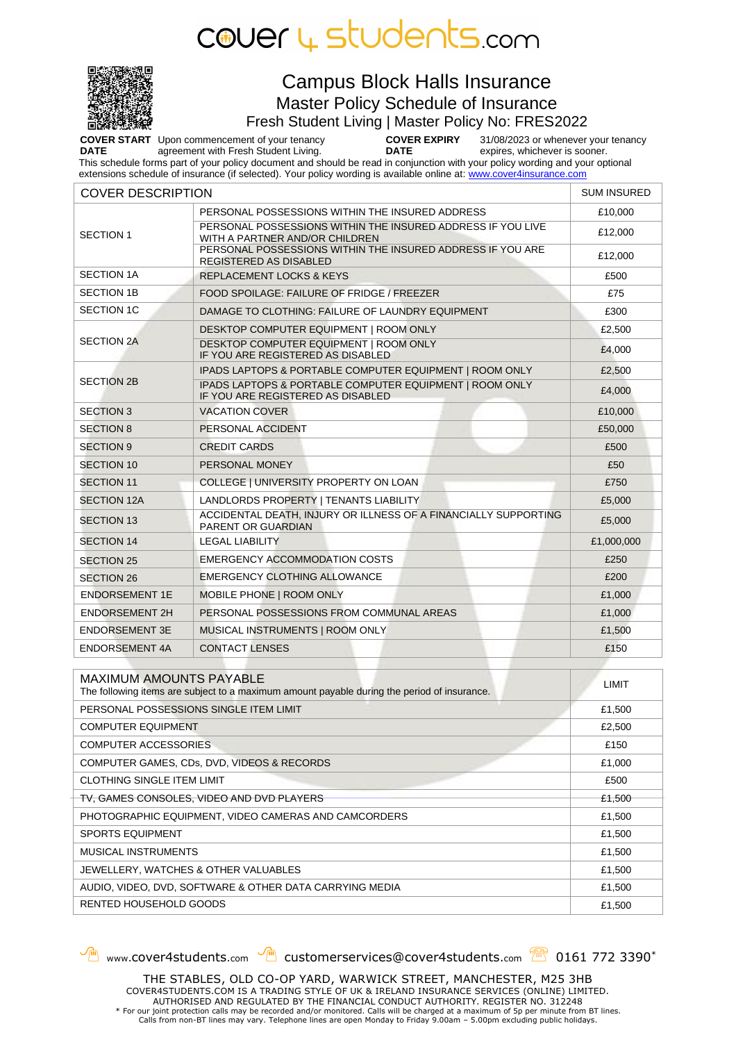# cover 4 students.com

## Campus Block Halls Insurance

### Master Policy Schedule of Insurance

### Fresh Student Living | Master Policy No: FRES2022

**COVER START DATE** Upon commencement of your tenancy agreement with Fresh Student Living.

**COVER EXPIRY DATE** 31/08/2023 or whenever your tenancy expires, whichever is sooner.

This schedule forms part of your policy document and should be read in conjunction with your policy wording and your optional extensions schedule of insurance (if selected). Your policy wording is available online at: www.cover4insurance.com

| COVER DESCRIPTION | | SUM INSURED |
|---|---|---|
| SECTION 1 | PERSONAL POSSESSIONS WITHIN THE INSURED ADDRESS | £10,000 |
| | PERSONAL POSSESSIONS WITHIN THE INSURED ADDRESS IF YOU LIVE WITH A PARTNER AND/OR CHILDREN | £12,000 |
| | PERSONAL POSSESSIONS WITHIN THE INSURED ADDRESS IF YOU ARE REGISTERED AS DISABLED | £12,000 |
| SECTION 1A | REPLACEMENT LOCKS & KEYS | £500 |
| SECTION 1B | FOOD SPOILAGE: FAILURE OF FRIDGE / FREEZER | £75 |
| SECTION 1C | DAMAGE TO CLOTHING: FAILURE OF LAUNDRY EQUIPMENT | £300 |
| SECTION 2A | DESKTOP COMPUTER EQUIPMENT \| ROOM ONLY | £2,500 |
| | DESKTOP COMPUTER EQUIPMENT \| ROOM ONLY IF YOU ARE REGISTERED AS DISABLED | £4,000 |
| SECTION 2B | IPADS LAPTOPS & PORTABLE COMPUTER EQUIPMENT \| ROOM ONLY | £2,500 |
| | IPADS LAPTOPS & PORTABLE COMPUTER EQUIPMENT \| ROOM ONLY IF YOU ARE REGISTERED AS DISABLED | £4,000 |
| SECTION 3 | VACATION COVER | £10,000 |
| SECTION 8 | PERSONAL ACCIDENT | £50,000 |
| SECTION 9 | CREDIT CARDS | £500 |
| SECTION 10 | PERSONAL MONEY | £50 |
| SECTION 11 | COLLEGE \| UNIVERSITY PROPERTY ON LOAN | £750 |
| SECTION 12A | LANDLORDS PROPERTY \| TENANTS LIABILITY | £5,000 |
| SECTION 13 | ACCIDENTAL DEATH, INJURY OR ILLNESS OF A FINANCIALLY SUPPORTING PARENT OR GUARDIAN | £5,000 |
| SECTION 14 | LEGAL LIABILITY | £1,000,000 |
| SECTION 25 | EMERGENCY ACCOMMODATION COSTS | £250 |
| SECTION 26 | EMERGENCY CLOTHING ALLOWANCE | £200 |
| ENDORSEMENT 1E | MOBILE PHONE \| ROOM ONLY | £1,000 |
| ENDORSEMENT 2H | PERSONAL POSSESSIONS FROM COMMUNAL AREAS | £1,000 |
| ENDORSEMENT 3E | MUSICAL INSTRUMENTS \| ROOM ONLY | £1,500 |
| ENDORSEMENT 4A | CONTACT LENSES | £150 |

| MAXIMUM AMOUNTS PAYABLE<br>The following items are subject to a maximum amount payable during the period of insurance. | LIMIT |
|---|---|
| PERSONAL POSSESSIONS SINGLE ITEM LIMIT | £1,500 |
| COMPUTER EQUIPMENT | £2,500 |
| COMPUTER ACCESSORIES | £150 |
| COMPUTER GAMES, CDs, DVD, VIDEOS & RECORDS | £1,000 |
| CLOTHING SINGLE ITEM LIMIT | £500 |
| TV, GAMES CONSOLES, VIDEO AND DVD PLAYERS | £1,500 |
| PHOTOGRAPHIC EQUIPMENT, VIDEO CAMERAS AND CAMCORDERS | £1,500 |
| SPORTS EQUIPMENT | £1,500 |
| MUSICAL INSTRUMENTS | £1,500 |
| JEWELLERY, WATCHES & OTHER VALUABLES | £1,500 |
| AUDIO, VIDEO, DVD, SOFTWARE & OTHER DATA CARRYING MEDIA | £1,500 |
| RENTED HOUSEHOLD GOODS | £1,500 |

www.cover4students.com customerservices@cover4students.com 0161 772 3390*

THE STABLES, OLD CO-OP YARD, WARWICK STREET, MANCHESTER, M25 3HB
COVER4STUDENTS.COM IS A TRADING STYLE OF UK & IRELAND INSURANCE SERVICES (ONLINE) LIMITED.
AUTHORISED AND REGULATED BY THE FINANCIAL CONDUCT AUTHORITY. REGISTER NO. 312248
* For our joint protection calls may be recorded and/or monitored. Calls will be charged at a maximum of 5p per minute from BT lines. Calls from non-BT lines may vary. Telephone lines are open Monday to Friday 9.00am – 5.00pm excluding public holidays.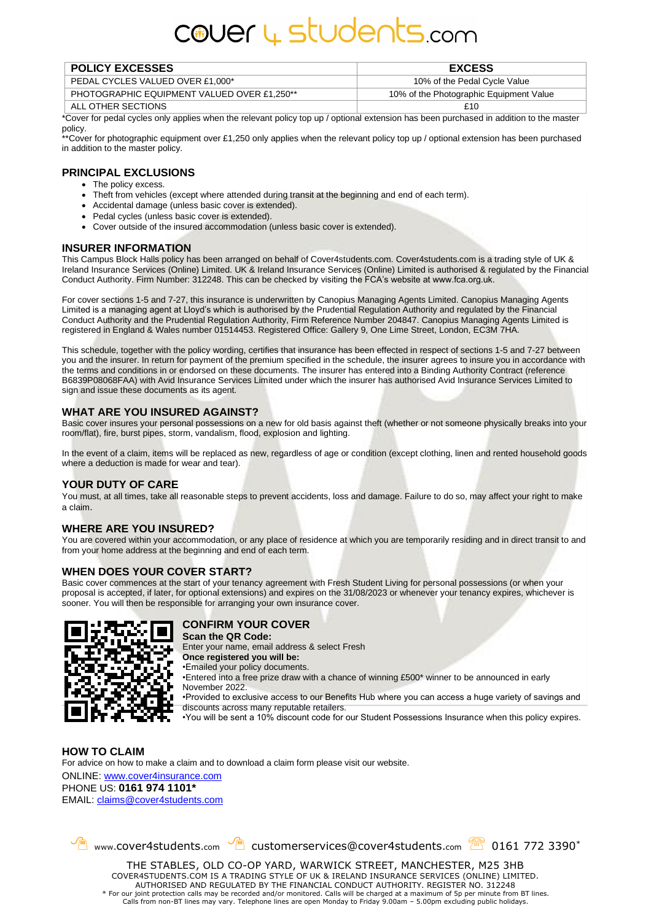# cover 4 students.com

| POLICY EXCESSES | EXCESS |
|---|---|
| PEDAL CYCLES VALUED OVER £1,000* | 10% of the Pedal Cycle Value |
| PHOTOGRAPHIC EQUIPMENT VALUED OVER £1,250** | 10% of the Photographic Equipment Value |
| ALL OTHER SECTIONS | £10 |

*Cover for pedal cycles only applies when the relevant policy top up / optional extension has been purchased in addition to the master policy.

**Cover for photographic equipment over £1,250 only applies when the relevant policy top up / optional extension has been purchased in addition to the master policy.

## PRINCIPAL EXCLUSIONS

- The policy excess.
- Theft from vehicles (except where attended during transit at the beginning and end of each term).
- Accidental damage (unless basic cover is extended).
- Pedal cycles (unless basic cover is extended).
- Cover outside of the insured accommodation (unless basic cover is extended).

## INSURER INFORMATION

This Campus Block Halls policy has been arranged on behalf of Cover4students.com. Cover4students.com is a trading style of UK & Ireland Insurance Services (Online) Limited. UK & Ireland Insurance Services (Online) Limited is authorised & regulated by the Financial Conduct Authority. Firm Number: 312248. This can be checked by visiting the FCA's website at www.fca.org.uk.

For cover sections 1-5 and 7-27, this insurance is underwritten by Canopius Managing Agents Limited. Canopius Managing Agents Limited is a managing agent at Lloyd's which is authorised by the Prudential Regulation Authority and regulated by the Financial Conduct Authority and the Prudential Regulation Authority, Firm Reference Number 204847. Canopius Managing Agents Limited is registered in England & Wales number 01514453. Registered Office: Gallery 9, One Lime Street, London, EC3M 7HA.

This schedule, together with the policy wording, certifies that insurance has been effected in respect of sections 1-5 and 7-27 between you and the insurer. In return for payment of the premium specified in the schedule, the insurer agrees to insure you in accordance with the terms and conditions in or endorsed on these documents. The insurer has entered into a Binding Authority Contract (reference B6839P08068FAA) with Avid Insurance Services Limited under which the insurer has authorised Avid Insurance Services Limited to sign and issue these documents as its agent.

## WHAT ARE YOU INSURED AGAINST?

Basic cover insures your personal possessions on a new for old basis against theft (whether or not someone physically breaks into your room/flat), fire, burst pipes, storm, vandalism, flood, explosion and lighting.

In the event of a claim, items will be replaced as new, regardless of age or condition (except clothing, linen and rented household goods where a deduction is made for wear and tear).

## YOUR DUTY OF CARE

You must, at all times, take all reasonable steps to prevent accidents, loss and damage. Failure to do so, may affect your right to make a claim.

## WHERE ARE YOU INSURED?

You are covered within your accommodation, or any place of residence at which you are temporarily residing and in direct transit to and from your home address at the beginning and end of each term.

## WHEN DOES YOUR COVER START?

Basic cover commences at the start of your tenancy agreement with Fresh Student Living for personal possessions (or when your proposal is accepted, if later, for optional extensions) and expires on the 31/08/2023 or whenever your tenancy expires, whichever is sooner. You will then be responsible for arranging your own insurance cover.

## CONFIRM YOUR COVER

**Scan the QR Code:**

Enter your name, email address & select Fresh

**Once registered you will be:**

- Emailed your policy documents.
- Entered into a free prize draw with a chance of winning £500* winner to be announced in early November 2022.
- Provided to exclusive access to our Benefits Hub where you can access a huge variety of savings and discounts across many reputable retailers.
- You will be sent a 10% discount code for our Student Possessions Insurance when this policy expires.

## HOW TO CLAIM

For advice on how to make a claim and to download a claim form please visit our website.

ONLINE: www.cover4insurance.com

PHONE US: **0161 974 1101***

EMAIL: claims@cover4students.com

www.cover4students.com customerservices@cover4students.com 0161 772 3390*

THE STABLES, OLD CO-OP YARD, WARWICK STREET, MANCHESTER, M25 3HB

COVER4STUDENTS.COM IS A TRADING STYLE OF UK & IRELAND INSURANCE SERVICES (ONLINE) LIMITED.
AUTHORISED AND REGULATED BY THE FINANCIAL CONDUCT AUTHORITY. REGISTER NO. 312248

* For our joint protection calls may be recorded and/or monitored. Calls will be charged at a maximum of 5p per minute from BT lines. Calls from non-BT lines may vary. Telephone lines are open Monday to Friday 9.00am – 5.00pm excluding public holidays.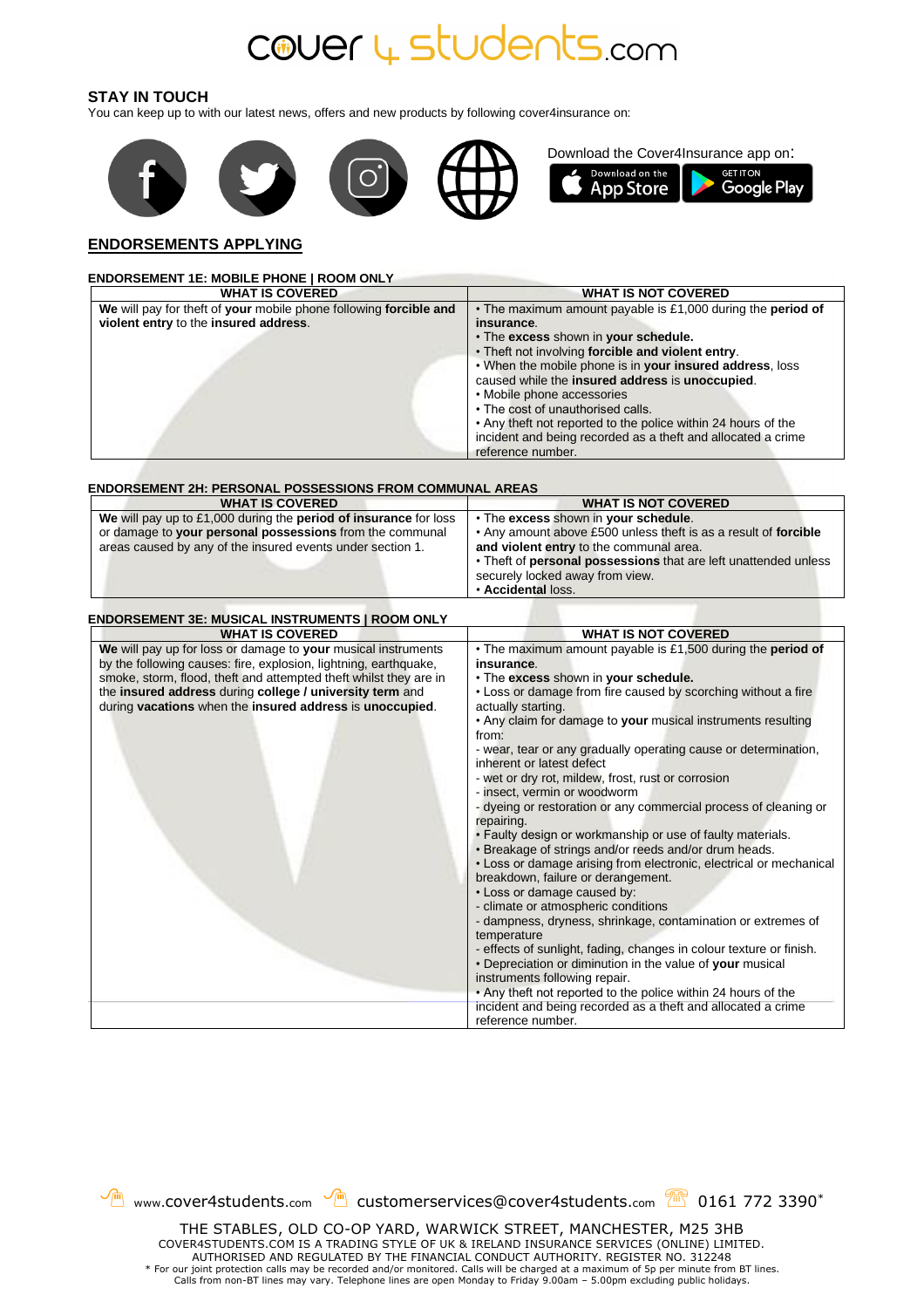# cover 4 students.com

### STAY IN TOUCH

You can keep up to with our latest news, offers and new products by following cover4insurance on:

Download the Cover4Insurance app on:

## ENDORSEMENTS APPLYING

### ENDORSEMENT 1E: MOBILE PHONE | ROOM ONLY

| WHAT IS COVERED | WHAT IS NOT COVERED |
|---|---|
| **We** will pay for theft of **your** mobile phone following **forcible and violent entry** to the **insured address**. | • The maximum amount payable is £1,000 during the **period of insurance**.<br>• The **excess** shown in **your schedule.**<br>• Theft not involving **forcible and violent entry**.<br>• When the mobile phone is in **your insured address**, loss caused while the **insured address** is **unoccupied**.<br>• Mobile phone accessories<br>• The cost of unauthorised calls.<br>• Any theft not reported to the police within 24 hours of the incident and being recorded as a theft and allocated a crime reference number. |

### ENDORSEMENT 2H: PERSONAL POSSESSIONS FROM COMMUNAL AREAS

| WHAT IS COVERED | WHAT IS NOT COVERED |
|---|---|
| **We** will pay up to £1,000 during the **period of insurance** for loss or damage to **your personal possessions** from the communal areas caused by any of the insured events under section 1. | • The **excess** shown in **your schedule**.<br>• Any amount above £500 unless theft is as a result of **forcible and violent entry** to the communal area.<br>• Theft of **personal possessions** that are left unattended unless securely locked away from view.<br>• **Accidental** loss. |

### ENDORSEMENT 3E: MUSICAL INSTRUMENTS | ROOM ONLY

| WHAT IS COVERED | WHAT IS NOT COVERED |
|---|---|
| **We** will pay up for loss or damage to **your** musical instruments by the following causes: fire, explosion, lightning, earthquake, smoke, storm, flood, theft and attempted theft whilst they are in the **insured address** during **college / university term** and during **vacations** when the **insured address** is **unoccupied**. | • The maximum amount payable is £1,500 during the **period of insurance**.<br>• The **excess** shown in **your schedule.**<br>• Loss or damage from fire caused by scorching without a fire actually starting.<br>• Any claim for damage to **your** musical instruments resulting from:<br>- wear, tear or any gradually operating cause or determination, inherent or latest defect<br>- wet or dry rot, mildew, frost, rust or corrosion<br>- insect, vermin or woodworm<br>- dyeing or restoration or any commercial process of cleaning or repairing.<br>• Faulty design or workmanship or use of faulty materials.<br>• Breakage of strings and/or reeds and/or drum heads.<br>• Loss or damage arising from electronic, electrical or mechanical breakdown, failure or derangement.<br>• Loss or damage caused by:<br>- climate or atmospheric conditions<br>- dampness, dryness, shrinkage, contamination or extremes of temperature<br>- effects of sunlight, fading, changes in colour texture or finish.<br>• Depreciation or diminution in the value of **your** musical instruments following repair.<br>• Any theft not reported to the police within 24 hours of the incident and being recorded as a theft and allocated a crime reference number. |

www.cover4students.com customerservices@cover4students.com 0161 772 3390*

THE STABLES, OLD CO-OP YARD, WARWICK STREET, MANCHESTER, M25 3HB
COVER4STUDENTS.COM IS A TRADING STYLE OF UK & IRELAND INSURANCE SERVICES (ONLINE) LIMITED.
AUTHORISED AND REGULATED BY THE FINANCIAL CONDUCT AUTHORITY. REGISTER NO. 312248
* For our joint protection calls may be recorded and/or monitored. Calls will be charged at a maximum of 5p per minute from BT lines. Calls from non-BT lines may vary. Telephone lines are open Monday to Friday 9.00am – 5.00pm excluding public holidays.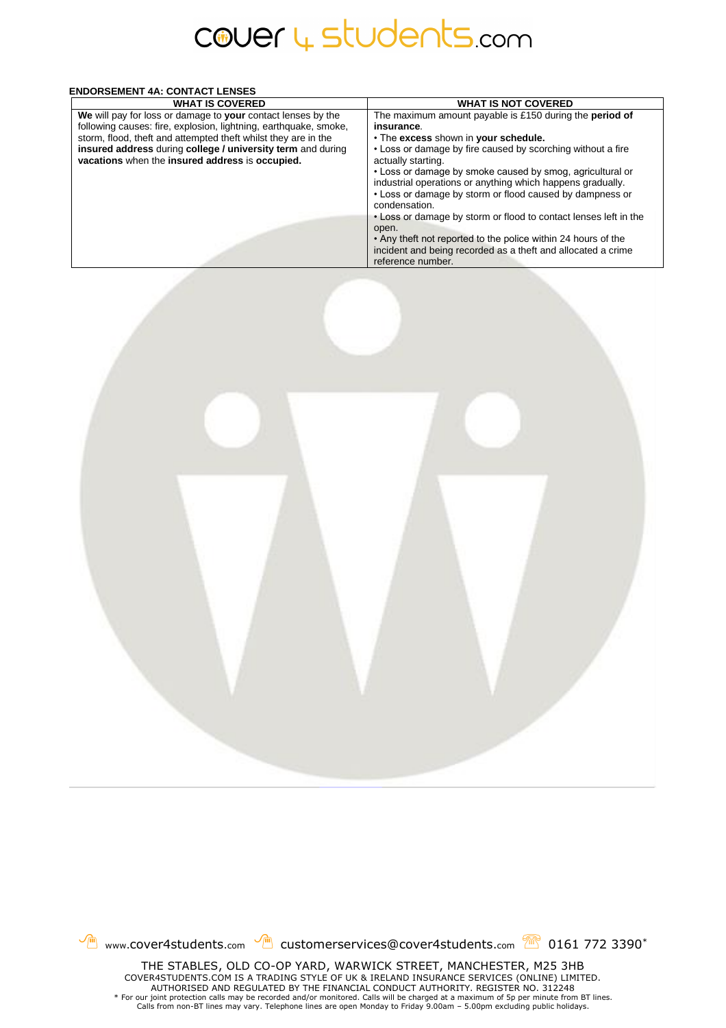**ENDORSEMENT 4A: CONTACT LENSES**

| WHAT IS COVERED | WHAT IS NOT COVERED |
|---|---|
| **We** will pay for loss or damage to **your** contact lenses by the following causes: fire, explosion, lightning, earthquake, smoke, storm, flood, theft and attempted theft whilst they are in the **insured address** during **college / university term** and during **vacations** when the **insured address** is **occupied.** | The maximum amount payable is £150 during the **period of insurance**.<br>• The **excess** shown in **your schedule.**<br>• Loss or damage by fire caused by scorching without a fire actually starting.<br>• Loss or damage by smoke caused by smog, agricultural or industrial operations or anything which happens gradually.<br>• Loss or damage by storm or flood caused by dampness or condensation.<br>• Loss or damage by storm or flood to contact lenses left in the open.<br>• Any theft not reported to the police within 24 hours of the incident and being recorded as a theft and allocated a crime reference number. |

www.cover4students.com customerservices@cover4students.com 0161 772 3390*

THE STABLES, OLD CO-OP YARD, WARWICK STREET, MANCHESTER, M25 3HB
COVER4STUDENTS.COM IS A TRADING STYLE OF UK & IRELAND INSURANCE SERVICES (ONLINE) LIMITED.
AUTHORISED AND REGULATED BY THE FINANCIAL CONDUCT AUTHORITY. REGISTER NO. 312248
* For our joint protection calls may be recorded and/or monitored. Calls will be charged at a maximum of 5p per minute from BT lines. Calls from non-BT lines may vary. Telephone lines are open Monday to Friday 9.00am – 5.00pm excluding public holidays.